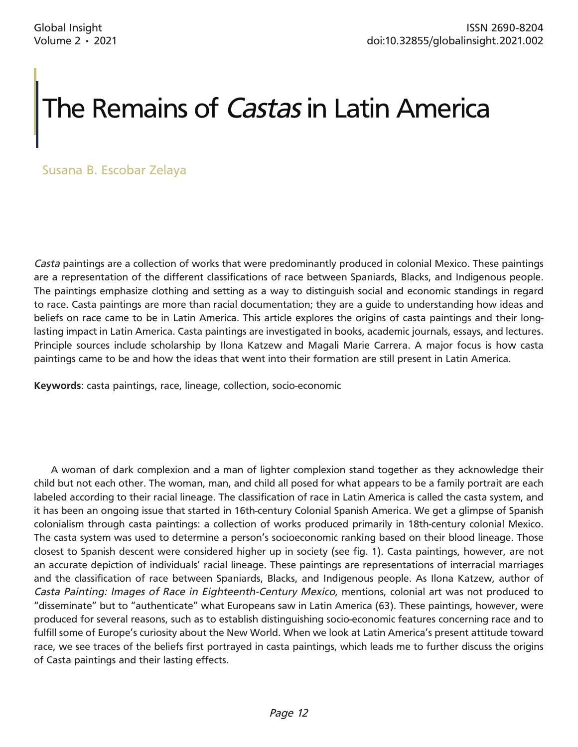# The Remains of *Castas* in Latin America

Susana B. Escobar Zelaya

*Casta* paintings are a collection of works that were predominantly produced in colonial Mexico. These paintings are a representation of the different classifications of race between Spaniards, Blacks, and Indigenous people. The paintings emphasize clothing and setting as a way to distinguish social and economic standings in regard to race. Casta paintings are more than racial documentation; they are a guide to understanding how ideas and beliefs on race came to be in Latin America. This article explores the origins of casta paintings and their long-lasting impact in Latin America. Casta paintings are investigated in books, academic journals, essays, and lectures. Principle sources include scholarship by Ilona Katzew and Magali Marie Carrera. A major focus is how casta paintings came to be and how the ideas that went into their formation are still present in Latin America.

**Keywords**: casta paintings, race, lineage, collection, socio-economic

A woman of dark complexion and a man of lighter complexion stand together as they acknowledge their child but not each other. The woman, man, and child all posed for what appears to be a family portrait are each labeled according to their racial lineage. The classification of race in Latin America is called the casta system, and it has been an ongoing issue that started in 16th-century Colonial Spanish America. We get a glimpse of Spanish colonialism through casta paintings: a collection of works produced primarily in 18th-century colonial Mexico. The casta system was used to determine a person's socioeconomic ranking based on their blood lineage. Those closest to Spanish descent were considered higher up in society (see fig. 1). Casta paintings, however, are not an accurate depiction of individuals' racial lineage. These paintings are representations of interracial marriages and the classification of race between Spaniards, Blacks, and Indigenous people. As Ilona Katzew, author of *Casta Painting: Images of Race in Eighteenth-Century Mexico*, mentions, colonial art was not produced to "disseminate" but to "authenticate" what Europeans saw in Latin America (63). These paintings, however, were produced for several reasons, such as to establish distinguishing socio-economic features concerning race and to fulfill some of Europe's curiosity about the New World. When we look at Latin America's present attitude toward race, we see traces of the beliefs first portrayed in casta paintings, which leads me to further discuss the origins of Casta paintings and their lasting effects.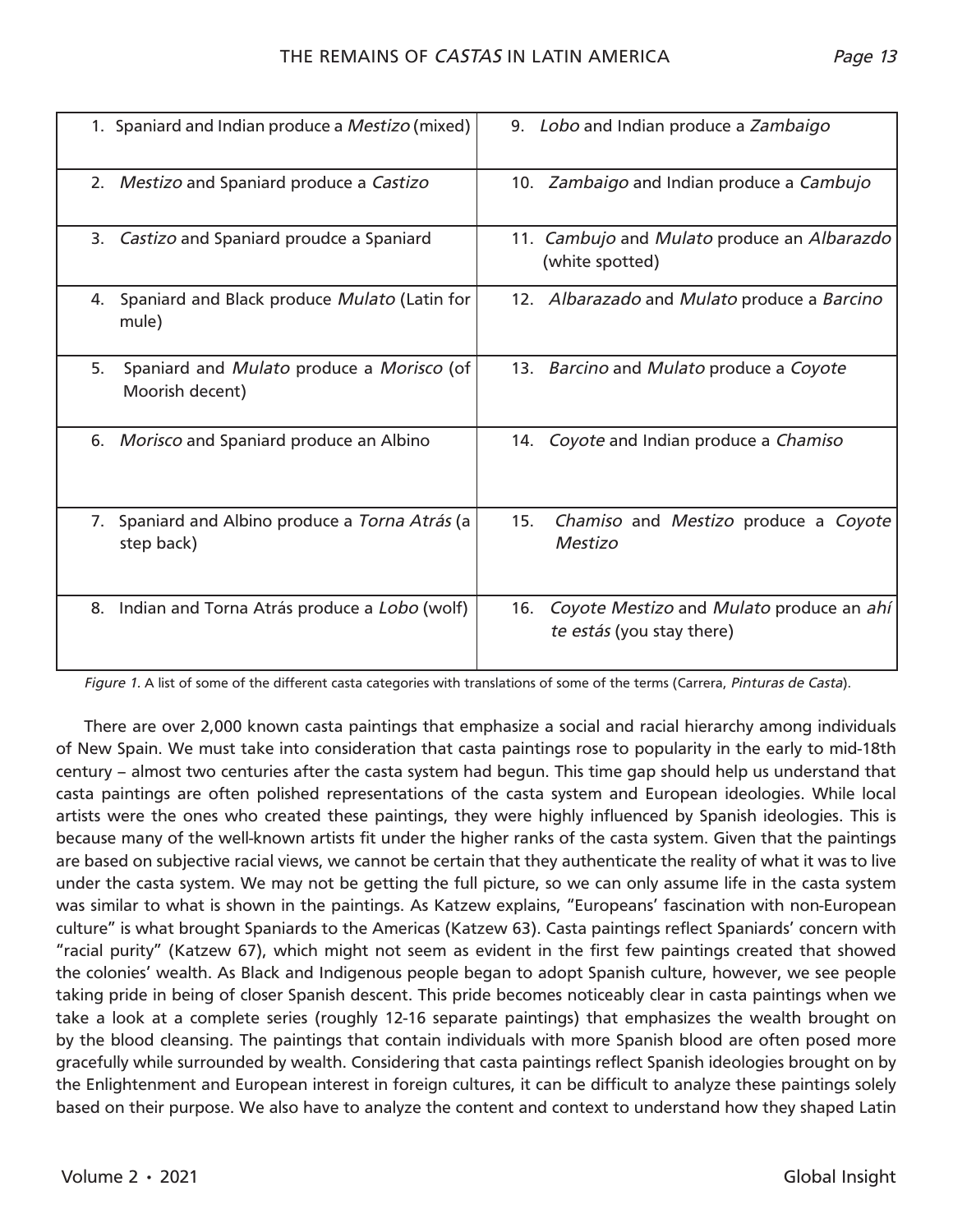| | |
|---|---|
| 1. Spaniard and Indian produce a *Mestizo* (mixed) | 9. *Lobo* and Indian produce a *Zambaigo* |
| 2. *Mestizo* and Spaniard produce a *Castizo* | 10. *Zambaigo* and Indian produce a *Cambujo* |
| 3. *Castizo* and Spaniard proudce a Spaniard | 11. *Cambujo* and *Mulato* produce an *Albarazdo* (white spotted) |
| 4. Spaniard and Black produce *Mulato* (Latin for mule) | 12. *Albarazado* and *Mulato* produce a *Barcino* |
| 5. Spaniard and *Mulato* produce a *Morisco* (of Moorish decent) | 13. *Barcino* and *Mulato* produce a *Coyote* |
| 6. *Morisco* and Spaniard produce an Albino | 14. *Coyote* and Indian produce a *Chamiso* |
| 7. Spaniard and Albino produce a *Torna Atrás* (a step back) | 15. *Chamiso* and *Mestizo* produce a *Coyote Mestizo* |
| 8. Indian and Torna Atrás produce a *Lobo* (wolf) | 16. *Coyote Mestizo* and *Mulato* produce an *ahí te estás* (you stay there) |

*Figure 1.* A list of some of the different casta categories with translations of some of the terms (Carrera, *Pinturas de Casta*).

There are over 2,000 known casta paintings that emphasize a social and racial hierarchy among individuals of New Spain. We must take into consideration that casta paintings rose to popularity in the early to mid-18th century – almost two centuries after the casta system had begun. This time gap should help us understand that casta paintings are often polished representations of the casta system and European ideologies. While local artists were the ones who created these paintings, they were highly influenced by Spanish ideologies. This is because many of the well-known artists fit under the higher ranks of the casta system. Given that the paintings are based on subjective racial views, we cannot be certain that they authenticate the reality of what it was to live under the casta system. We may not be getting the full picture, so we can only assume life in the casta system was similar to what is shown in the paintings. As Katzew explains, "Europeans' fascination with non-European culture" is what brought Spaniards to the Americas (Katzew 63). Casta paintings reflect Spaniards' concern with "racial purity" (Katzew 67), which might not seem as evident in the first few paintings created that showed the colonies' wealth. As Black and Indigenous people began to adopt Spanish culture, however, we see people taking pride in being of closer Spanish descent. This pride becomes noticeably clear in casta paintings when we take a look at a complete series (roughly 12-16 separate paintings) that emphasizes the wealth brought on by the blood cleansing. The paintings that contain individuals with more Spanish blood are often posed more gracefully while surrounded by wealth. Considering that casta paintings reflect Spanish ideologies brought on by the Enlightenment and European interest in foreign cultures, it can be difficult to analyze these paintings solely based on their purpose. We also have to analyze the content and context to understand how they shaped Latin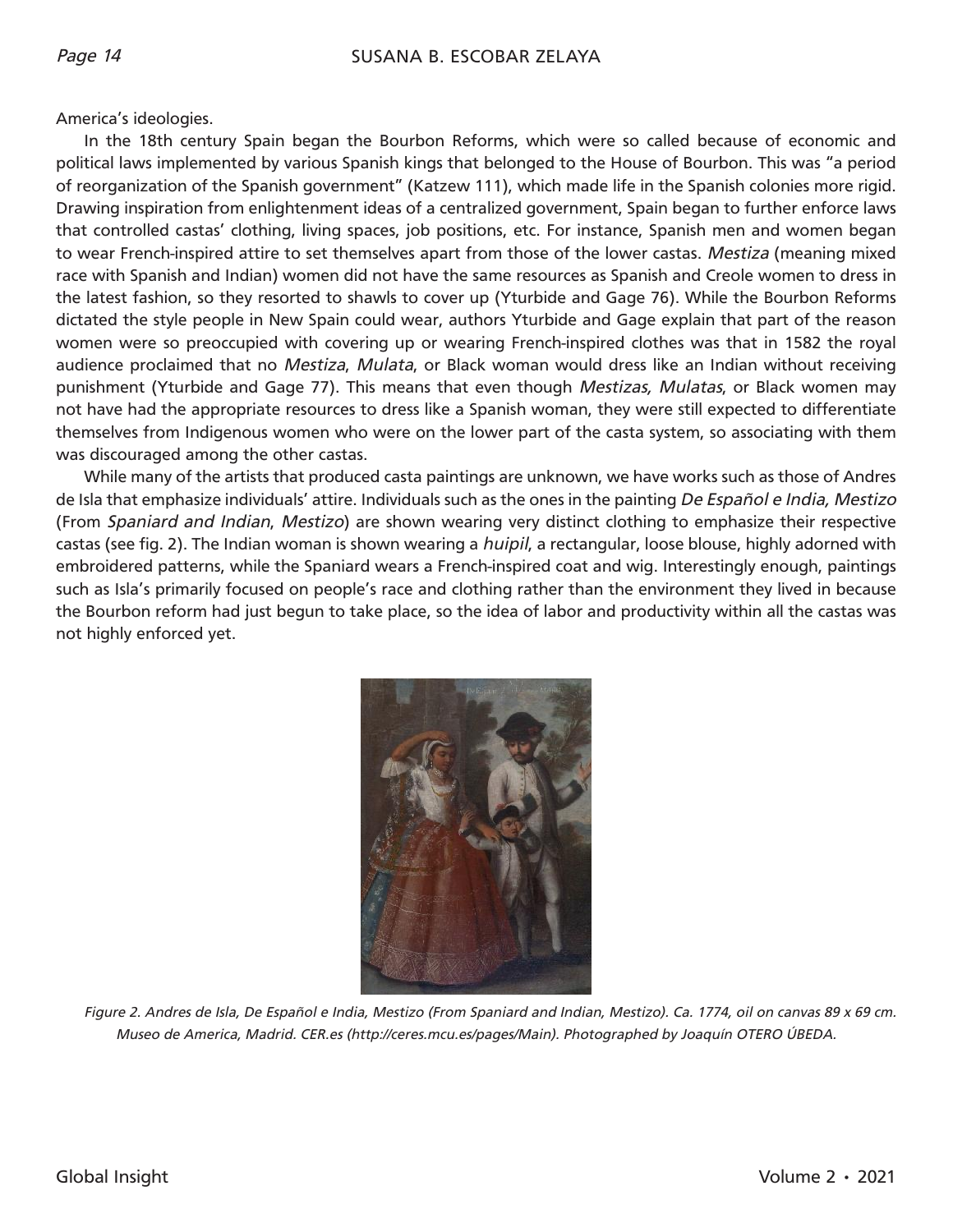America's ideologies.

In the 18th century Spain began the Bourbon Reforms, which were so called because of economic and political laws implemented by various Spanish kings that belonged to the House of Bourbon. This was "a period of reorganization of the Spanish government" (Katzew 111), which made life in the Spanish colonies more rigid. Drawing inspiration from enlightenment ideas of a centralized government, Spain began to further enforce laws that controlled castas' clothing, living spaces, job positions, etc. For instance, Spanish men and women began to wear French-inspired attire to set themselves apart from those of the lower castas. *Mestiza* (meaning mixed race with Spanish and Indian) women did not have the same resources as Spanish and Creole women to dress in the latest fashion, so they resorted to shawls to cover up (Yturbide and Gage 76). While the Bourbon Reforms dictated the style people in New Spain could wear, authors Yturbide and Gage explain that part of the reason women were so preoccupied with covering up or wearing French-inspired clothes was that in 1582 the royal audience proclaimed that no *Mestiza*, *Mulata*, or Black woman would dress like an Indian without receiving punishment (Yturbide and Gage 77). This means that even though *Mestizas, Mulatas*, or Black women may not have had the appropriate resources to dress like a Spanish woman, they were still expected to differentiate themselves from Indigenous women who were on the lower part of the casta system, so associating with them was discouraged among the other castas.

While many of the artists that produced casta paintings are unknown, we have works such as those of Andres de Isla that emphasize individuals' attire. Individuals such as the ones in the painting *De Español e India, Mestizo* (From *Spaniard and Indian*, *Mestizo*) are shown wearing very distinct clothing to emphasize their respective castas (see fig. 2). The Indian woman is shown wearing a *huipil*, a rectangular, loose blouse, highly adorned with embroidered patterns, while the Spaniard wears a French-inspired coat and wig. Interestingly enough, paintings such as Isla's primarily focused on people's race and clothing rather than the environment they lived in because the Bourbon reform had just begun to take place, so the idea of labor and productivity within all the castas was not highly enforced yet.

*Figure 2. Andres de Isla, De Español e India, Mestizo (From Spaniard and Indian, Mestizo). Ca. 1774, oil on canvas 89 x 69 cm. Museo de America, Madrid. CER.es (http://ceres.mcu.es/pages/Main). Photographed by Joaquín OTERO ÚBEDA.*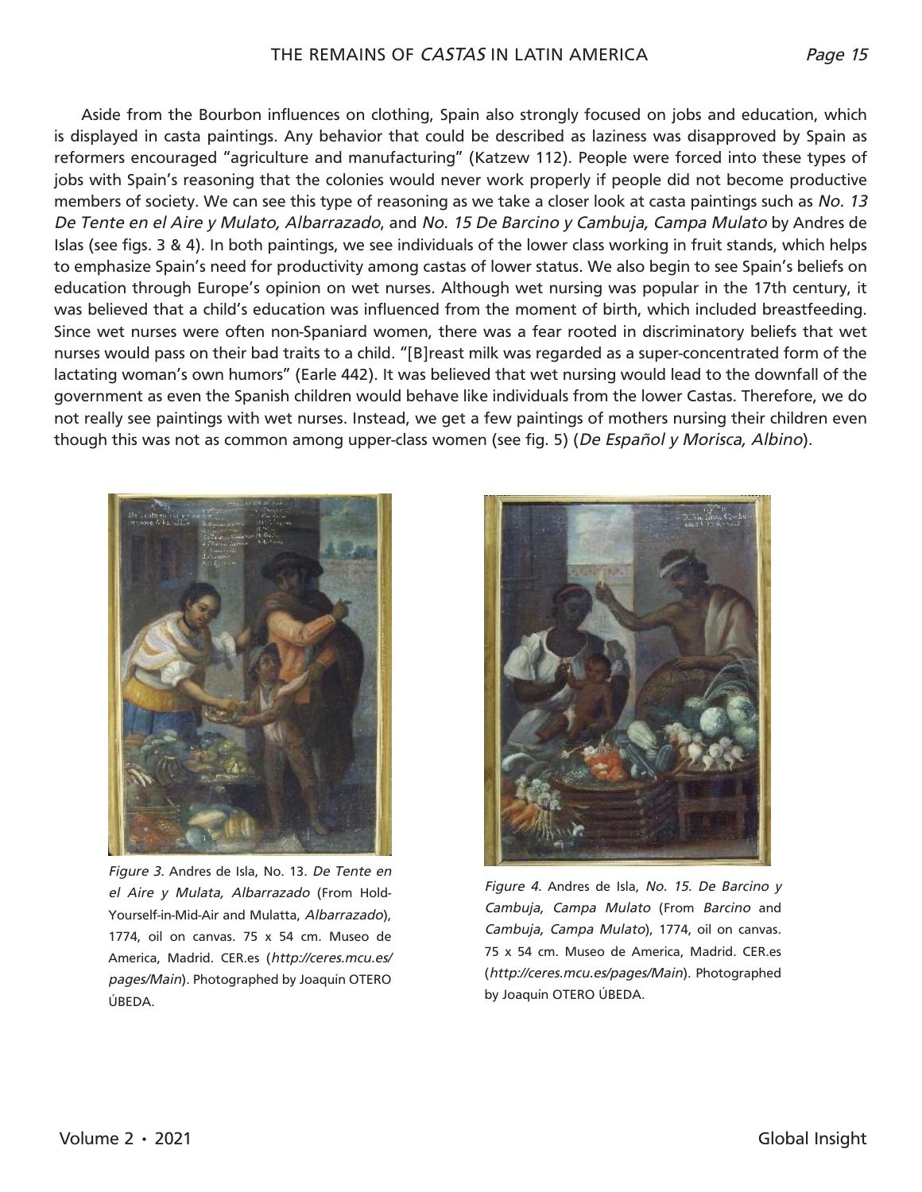Aside from the Bourbon influences on clothing, Spain also strongly focused on jobs and education, which is displayed in casta paintings. Any behavior that could be described as laziness was disapproved by Spain as reformers encouraged "agriculture and manufacturing" (Katzew 112). People were forced into these types of jobs with Spain's reasoning that the colonies would never work properly if people did not become productive members of society. We can see this type of reasoning as we take a closer look at casta paintings such as *No. 13 De Tente en el Aire y Mulato, Albarrazado*, and *No. 15 De Barcino y Cambuja, Campa Mulato* by Andres de Islas (see figs. 3 & 4). In both paintings, we see individuals of the lower class working in fruit stands, which helps to emphasize Spain's need for productivity among castas of lower status. We also begin to see Spain's beliefs on education through Europe's opinion on wet nurses. Although wet nursing was popular in the 17th century, it was believed that a child's education was influenced from the moment of birth, which included breastfeeding. Since wet nurses were often non-Spaniard women, there was a fear rooted in discriminatory beliefs that wet nurses would pass on their bad traits to a child. "[B]reast milk was regarded as a super-concentrated form of the lactating woman's own humors" (Earle 442). It was believed that wet nursing would lead to the downfall of the government as even the Spanish children would behave like individuals from the lower Castas. Therefore, we do not really see paintings with wet nurses. Instead, we get a few paintings of mothers nursing their children even though this was not as common among upper-class women (see fig. 5) (*De Español y Morisca, Albino*).

*Figure 3.* Andres de Isla, No. 13. *De Tente en el Aire y Mulata, Albarrazado* (From Hold-Yourself-in-Mid-Air and Mulatta, *Albarrazado*), 1774, oil on canvas. 75 x 54 cm. Museo de America, Madrid. CER.es (*http://ceres.mcu.es/pages/Main*). Photographed by Joaquín OTERO ÚBEDA.

*Figure 4.* Andres de Isla, *No. 15. De Barcino y Cambuja, Campa Mulato* (From *Barcino* and *Cambuja, Campa Mulato*), 1774, oil on canvas. 75 x 54 cm. Museo de America, Madrid. CER.es (*http://ceres.mcu.es/pages/Main*). Photographed by Joaquín OTERO ÚBEDA.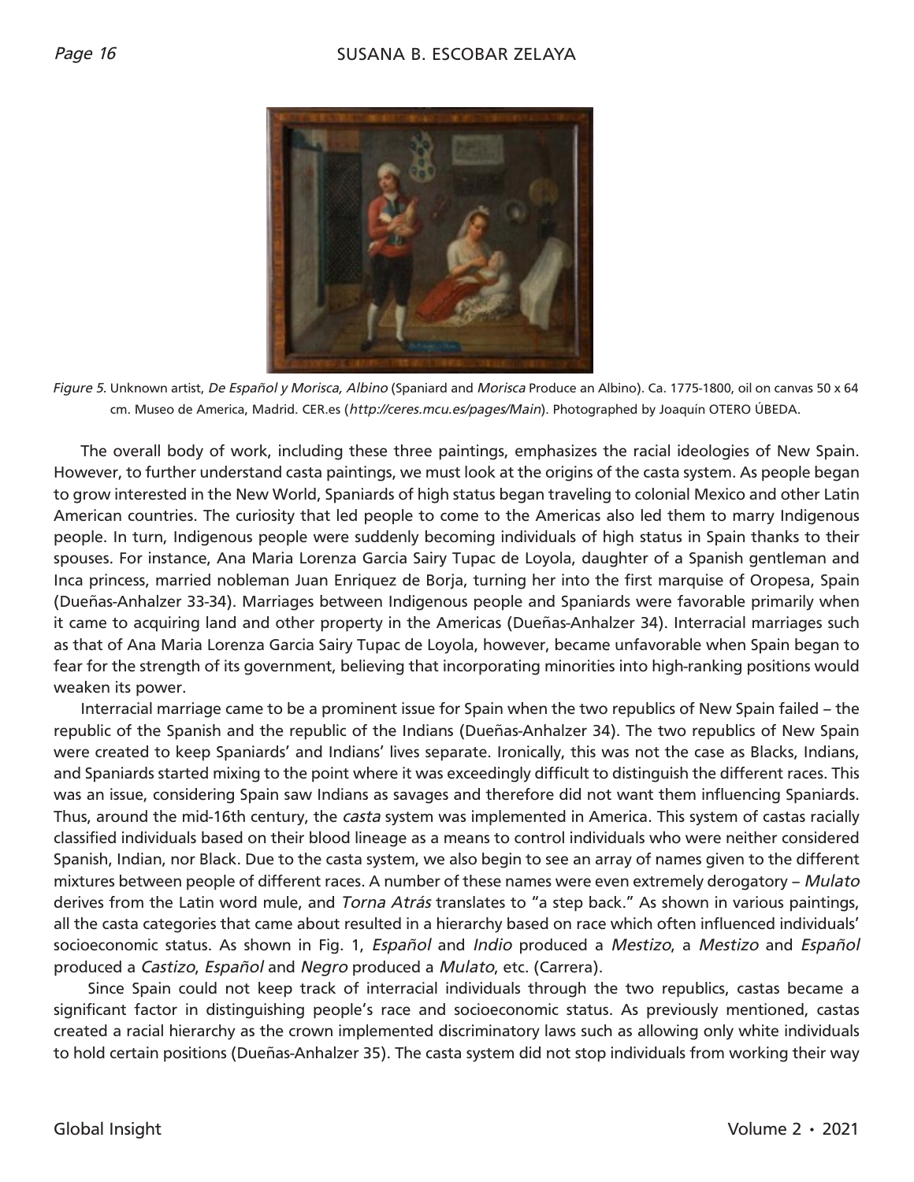*Figure 5.* Unknown artist, *De Español y Morisca, Albino* (Spaniard and *Morisca* Produce an Albino). Ca. 1775-1800, oil on canvas 50 x 64 cm. Museo de America, Madrid. CER.es (*http://ceres.mcu.es/pages/Main*). Photographed by Joaquín OTERO ÚBEDA.

The overall body of work, including these three paintings, emphasizes the racial ideologies of New Spain. However, to further understand casta paintings, we must look at the origins of the casta system. As people began to grow interested in the New World, Spaniards of high status began traveling to colonial Mexico and other Latin American countries. The curiosity that led people to come to the Americas also led them to marry Indigenous people. In turn, Indigenous people were suddenly becoming individuals of high status in Spain thanks to their spouses. For instance, Ana Maria Lorenza Garcia Sairy Tupac de Loyola, daughter of a Spanish gentleman and Inca princess, married nobleman Juan Enriquez de Borja, turning her into the first marquise of Oropesa, Spain (Dueñas-Anhalzer 33-34). Marriages between Indigenous people and Spaniards were favorable primarily when it came to acquiring land and other property in the Americas (Dueñas-Anhalzer 34). Interracial marriages such as that of Ana Maria Lorenza Garcia Sairy Tupac de Loyola, however, became unfavorable when Spain began to fear for the strength of its government, believing that incorporating minorities into high-ranking positions would weaken its power.

Interracial marriage came to be a prominent issue for Spain when the two republics of New Spain failed – the republic of the Spanish and the republic of the Indians (Dueñas-Anhalzer 34). The two republics of New Spain were created to keep Spaniards' and Indians' lives separate. Ironically, this was not the case as Blacks, Indians, and Spaniards started mixing to the point where it was exceedingly difficult to distinguish the different races. This was an issue, considering Spain saw Indians as savages and therefore did not want them influencing Spaniards. Thus, around the mid-16th century, the *casta* system was implemented in America. This system of castas racially classified individuals based on their blood lineage as a means to control individuals who were neither considered Spanish, Indian, nor Black. Due to the casta system, we also begin to see an array of names given to the different mixtures between people of different races. A number of these names were even extremely derogatory – *Mulato* derives from the Latin word mule, and *Torna Atrás* translates to "a step back." As shown in various paintings, all the casta categories that came about resulted in a hierarchy based on race which often influenced individuals' socioeconomic status. As shown in Fig. 1, *Español* and *Indio* produced a *Mestizo*, a *Mestizo* and *Español* produced a *Castizo*, *Español* and *Negro* produced a *Mulato*, etc. (Carrera).

Since Spain could not keep track of interracial individuals through the two republics, castas became a significant factor in distinguishing people's race and socioeconomic status. As previously mentioned, castas created a racial hierarchy as the crown implemented discriminatory laws such as allowing only white individuals to hold certain positions (Dueñas-Anhalzer 35). The casta system did not stop individuals from working their way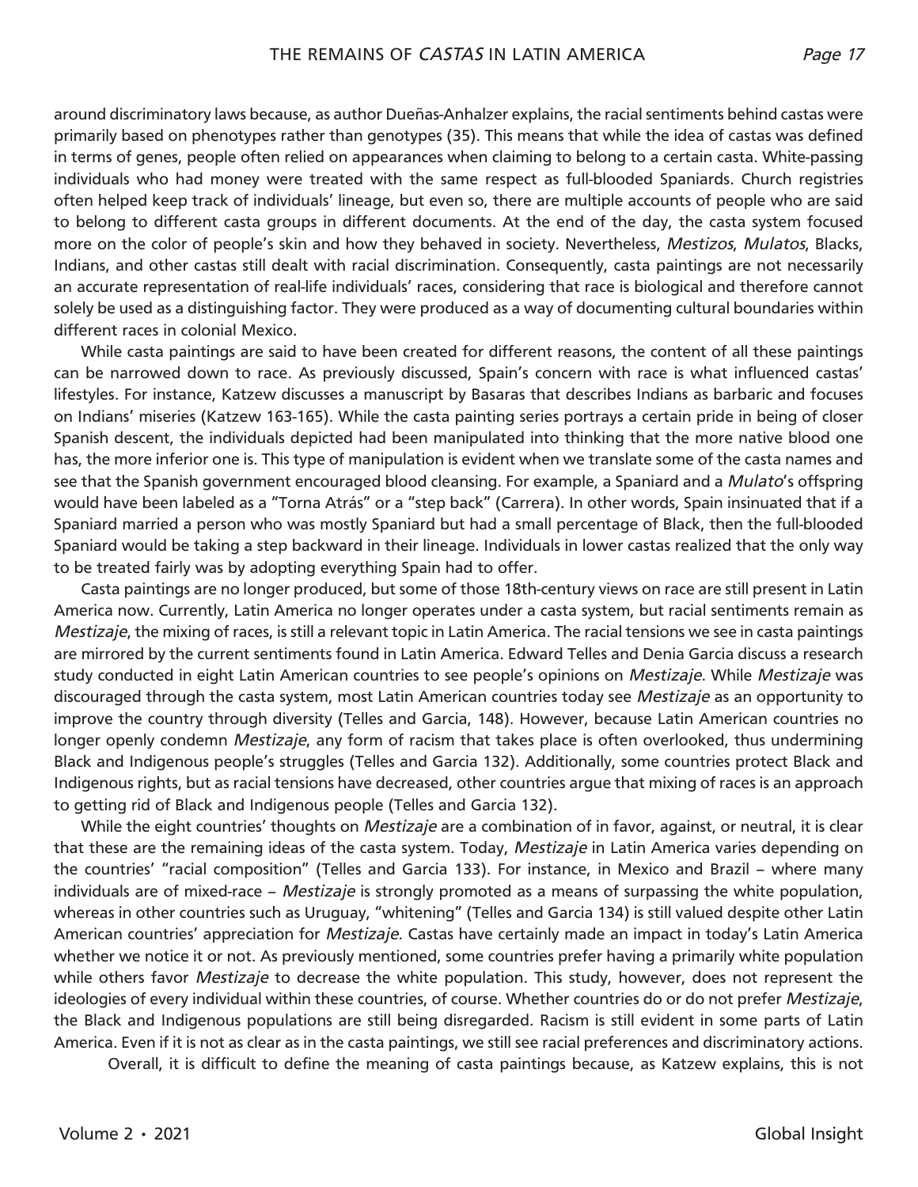around discriminatory laws because, as author Dueñas-Anhalzer explains, the racial sentiments behind castas were primarily based on phenotypes rather than genotypes (35). This means that while the idea of castas was defined in terms of genes, people often relied on appearances when claiming to belong to a certain casta. White-passing individuals who had money were treated with the same respect as full-blooded Spaniards. Church registries often helped keep track of individuals' lineage, but even so, there are multiple accounts of people who are said to belong to different casta groups in different documents. At the end of the day, the casta system focused more on the color of people's skin and how they behaved in society. Nevertheless, *Mestizos*, *Mulatos*, Blacks, Indians, and other castas still dealt with racial discrimination. Consequently, casta paintings are not necessarily an accurate representation of real-life individuals' races, considering that race is biological and therefore cannot solely be used as a distinguishing factor. They were produced as a way of documenting cultural boundaries within different races in colonial Mexico.

While casta paintings are said to have been created for different reasons, the content of all these paintings can be narrowed down to race. As previously discussed, Spain's concern with race is what influenced castas' lifestyles. For instance, Katzew discusses a manuscript by Basaras that describes Indians as barbaric and focuses on Indians' miseries (Katzew 163-165). While the casta painting series portrays a certain pride in being of closer Spanish descent, the individuals depicted had been manipulated into thinking that the more native blood one has, the more inferior one is. This type of manipulation is evident when we translate some of the casta names and see that the Spanish government encouraged blood cleansing. For example, a Spaniard and a *Mulato*'s offspring would have been labeled as a "Torna Atrás" or a "step back" (Carrera). In other words, Spain insinuated that if a Spaniard married a person who was mostly Spaniard but had a small percentage of Black, then the full-blooded Spaniard would be taking a step backward in their lineage. Individuals in lower castas realized that the only way to be treated fairly was by adopting everything Spain had to offer.

Casta paintings are no longer produced, but some of those 18th-century views on race are still present in Latin America now. Currently, Latin America no longer operates under a casta system, but racial sentiments remain as *Mestizaje*, the mixing of races, is still a relevant topic in Latin America. The racial tensions we see in casta paintings are mirrored by the current sentiments found in Latin America. Edward Telles and Denia Garcia discuss a research study conducted in eight Latin American countries to see people's opinions on *Mestizaje*. While *Mestizaje* was discouraged through the casta system, most Latin American countries today see *Mestizaje* as an opportunity to improve the country through diversity (Telles and Garcia, 148). However, because Latin American countries no longer openly condemn *Mestizaje*, any form of racism that takes place is often overlooked, thus undermining Black and Indigenous people's struggles (Telles and Garcia 132). Additionally, some countries protect Black and Indigenous rights, but as racial tensions have decreased, other countries argue that mixing of races is an approach to getting rid of Black and Indigenous people (Telles and Garcia 132).

While the eight countries' thoughts on *Mestizaje* are a combination of in favor, against, or neutral, it is clear that these are the remaining ideas of the casta system. Today, *Mestizaje* in Latin America varies depending on the countries' "racial composition" (Telles and Garcia 133). For instance, in Mexico and Brazil – where many individuals are of mixed-race – *Mestizaje* is strongly promoted as a means of surpassing the white population, whereas in other countries such as Uruguay, "whitening" (Telles and Garcia 134) is still valued despite other Latin American countries' appreciation for *Mestizaje*. Castas have certainly made an impact in today's Latin America whether we notice it or not. As previously mentioned, some countries prefer having a primarily white population while others favor *Mestizaje* to decrease the white population. This study, however, does not represent the ideologies of every individual within these countries, of course. Whether countries do or do not prefer *Mestizaje*, the Black and Indigenous populations are still being disregarded. Racism is still evident in some parts of Latin America. Even if it is not as clear as in the casta paintings, we still see racial preferences and discriminatory actions.

Overall, it is difficult to define the meaning of casta paintings because, as Katzew explains, this is not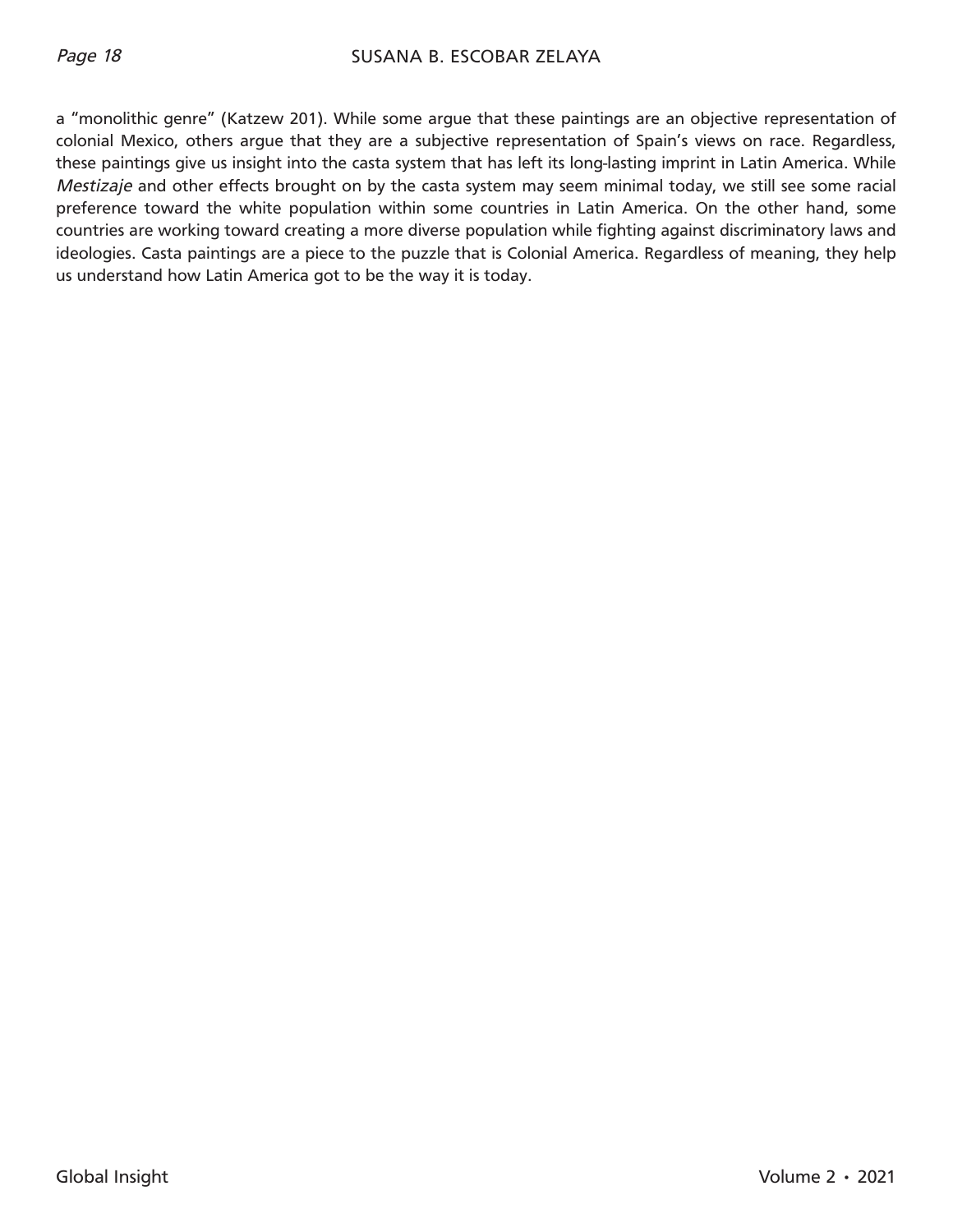a "monolithic genre" (Katzew 201). While some argue that these paintings are an objective representation of colonial Mexico, others argue that they are a subjective representation of Spain's views on race. Regardless, these paintings give us insight into the casta system that has left its long-lasting imprint in Latin America. While *Mestizaje* and other effects brought on by the casta system may seem minimal today, we still see some racial preference toward the white population within some countries in Latin America. On the other hand, some countries are working toward creating a more diverse population while fighting against discriminatory laws and ideologies. Casta paintings are a piece to the puzzle that is Colonial America. Regardless of meaning, they help us understand how Latin America got to be the way it is today.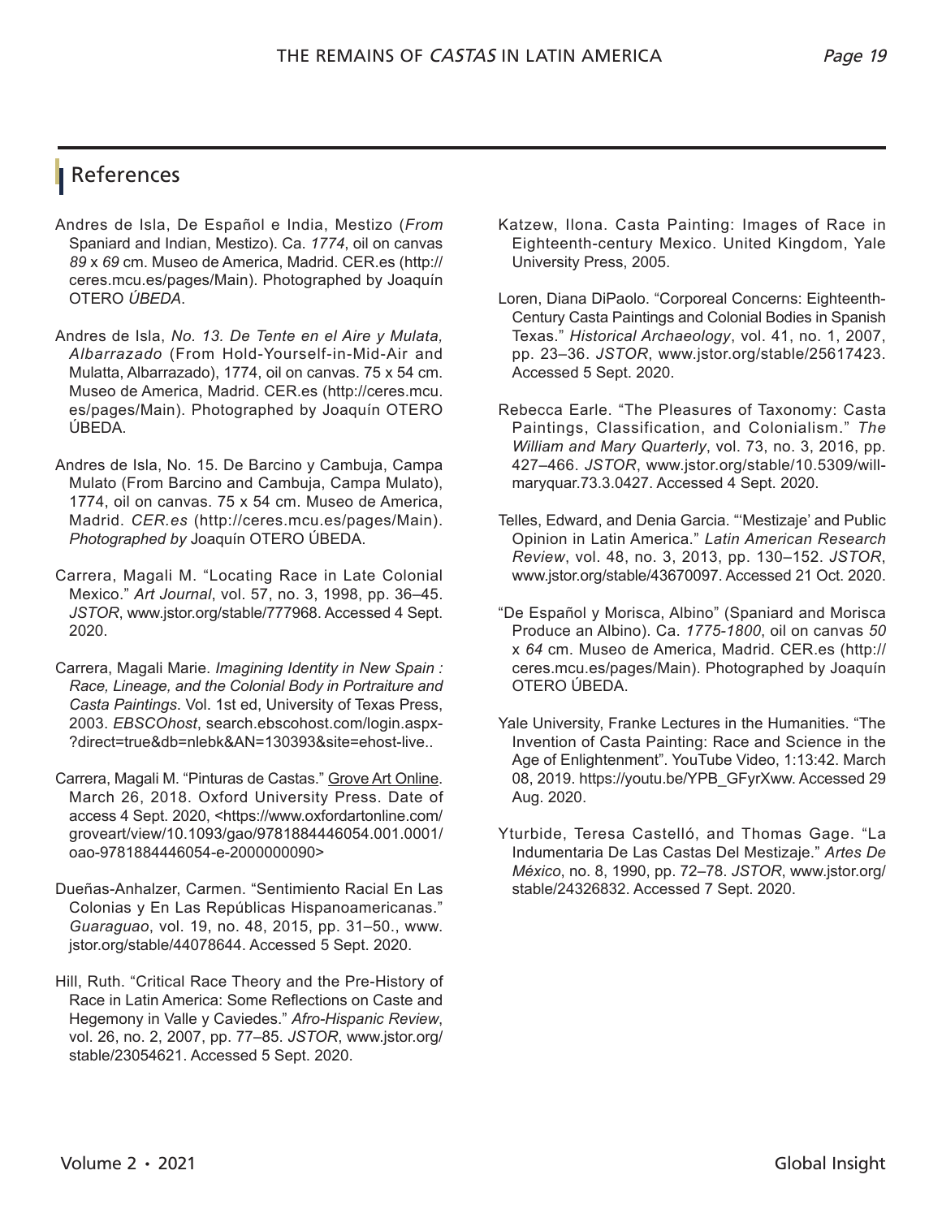## References

Andres de Isla, De Español e India, Mestizo (*From* Spaniard and Indian, Mestizo). Ca. *1774*, oil on canvas *89* x *69* cm. Museo de America, Madrid. CER.es (http://ceres.mcu.es/pages/Main). Photographed by Joaquín OTERO *ÚBEDA*.

Andres de Isla, *No. 13. De Tente en el Aire y Mulata, Albarrazado* (From Hold-Yourself-in-Mid-Air and Mulatta, Albarrazado), 1774, oil on canvas. 75 x 54 cm. Museo de America, Madrid. CER.es (http://ceres.mcu.es/pages/Main). Photographed by Joaquín OTERO ÚBEDA.

Andres de Isla, No. 15. De Barcino y Cambuja, Campa Mulato (From Barcino and Cambuja, Campa Mulato), 1774, oil on canvas. 75 x 54 cm. Museo de America, Madrid. *CER.es* (http://ceres.mcu.es/pages/Main). *Photographed by* Joaquín OTERO ÚBEDA.

Carrera, Magali M. "Locating Race in Late Colonial Mexico." *Art Journal*, vol. 57, no. 3, 1998, pp. 36–45. *JSTOR*, www.jstor.org/stable/777968. Accessed 4 Sept. 2020.

Carrera, Magali Marie. *Imagining Identity in New Spain : Race, Lineage, and the Colonial Body in Portraiture and Casta Paintings*. Vol. 1st ed, University of Texas Press, 2003. *EBSCOhost*, search.ebscohost.com/login.aspx?direct=true&db=nlebk&AN=130393&site=ehost-live..

Carrera, Magali M. "Pinturas de Castas." Grove Art Online. March 26, 2018. Oxford University Press. Date of access 4 Sept. 2020, <https://www.oxfordartonline.com/groveart/view/10.1093/gao/9781884446054.001.0001/oao-9781884446054-e-2000000090>

Dueñas-Anhalzer, Carmen. "Sentimiento Racial En Las Colonias y En Las Repúblicas Hispanoamericanas." *Guaraguao*, vol. 19, no. 48, 2015, pp. 31–50., www.jstor.org/stable/44078644. Accessed 5 Sept. 2020.

Hill, Ruth. "Critical Race Theory and the Pre-History of Race in Latin America: Some Reflections on Caste and Hegemony in Valle y Caviedes." *Afro-Hispanic Review*, vol. 26, no. 2, 2007, pp. 77–85. *JSTOR*, www.jstor.org/stable/23054621. Accessed 5 Sept. 2020.

Katzew, Ilona. Casta Painting: Images of Race in Eighteenth-century Mexico. United Kingdom, Yale University Press, 2005.

Loren, Diana DiPaolo. "Corporeal Concerns: Eighteenth-Century Casta Paintings and Colonial Bodies in Spanish Texas." *Historical Archaeology*, vol. 41, no. 1, 2007, pp. 23–36. *JSTOR*, www.jstor.org/stable/25617423. Accessed 5 Sept. 2020.

Rebecca Earle. "The Pleasures of Taxonomy: Casta Paintings, Classification, and Colonialism." *The William and Mary Quarterly*, vol. 73, no. 3, 2016, pp. 427–466. *JSTOR*, www.jstor.org/stable/10.5309/willmaryquar.73.3.0427. Accessed 4 Sept. 2020.

Telles, Edward, and Denia Garcia. "'Mestizaje' and Public Opinion in Latin America." *Latin American Research Review*, vol. 48, no. 3, 2013, pp. 130–152. *JSTOR*, www.jstor.org/stable/43670097. Accessed 21 Oct. 2020.

"De Español y Morisca, Albino" (Spaniard and Morisca Produce an Albino). Ca. *1775-1800*, oil on canvas *50* x *64* cm. Museo de America, Madrid. CER.es (http://ceres.mcu.es/pages/Main). Photographed by Joaquín OTERO ÚBEDA.

Yale University, Franke Lectures in the Humanities. "The Invention of Casta Painting: Race and Science in the Age of Enlightenment". YouTube Video, 1:13:42. March 08, 2019. https://youtu.be/YPB_GFyrXww. Accessed 29 Aug. 2020.

Yturbide, Teresa Castelló, and Thomas Gage. "La Indumentaria De Las Castas Del Mestizaje." *Artes De México*, no. 8, 1990, pp. 72–78. *JSTOR*, www.jstor.org/stable/24326832. Accessed 7 Sept. 2020.